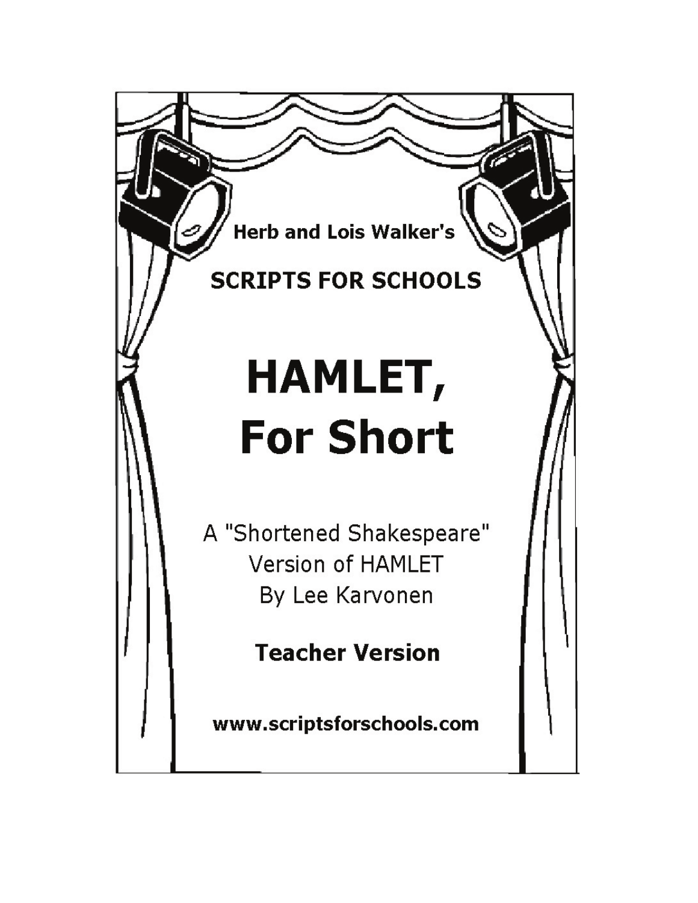Herb and Lois Walker's

**SCRIPTS FOR SCHOOLS**

# HAMLET, For Short

A "Shortened Shakespeare" Version of HAMLET
By Lee Karvonen

**Teacher Version**

**www.scriptsforschools.com**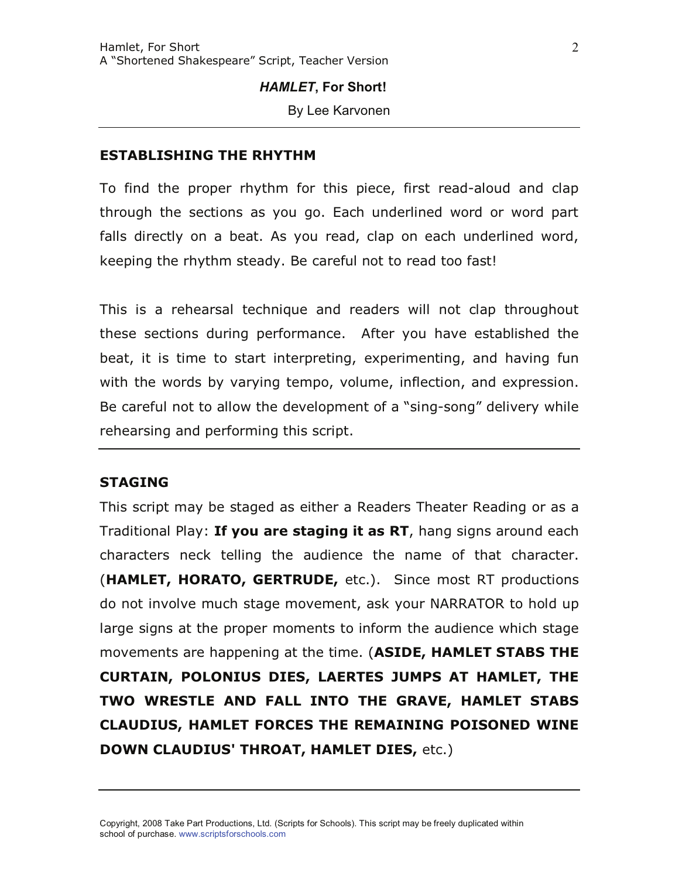## *HAMLET*, For Short!

By Lee Karvonen

---

**ESTABLISHING THE RHYTHM**

To find the proper rhythm for this piece, first read-aloud and clap through the sections as you go. Each underlined word or word part falls directly on a beat. As you read, clap on each underlined word, keeping the rhythm steady. Be careful not to read too fast!

This is a rehearsal technique and readers will not clap throughout these sections during performance. After you have established the beat, it is time to start interpreting, experimenting, and having fun with the words by varying tempo, volume, inflection, and expression. Be careful not to allow the development of a "sing-song" delivery while rehearsing and performing this script.

---

**STAGING**

This script may be staged as either a Readers Theater Reading or as a Traditional Play: **If you are staging it as RT**, hang signs around each characters neck telling the audience the name of that character. (**HAMLET, HORATO, GERTRUDE,** etc.). Since most RT productions do not involve much stage movement, ask your NARRATOR to hold up large signs at the proper moments to inform the audience which stage movements are happening at the time. (**ASIDE, HAMLET STABS THE CURTAIN, POLONIUS DIES, LAERTES JUMPS AT HAMLET, THE TWO WRESTLE AND FALL INTO THE GRAVE, HAMLET STABS CLAUDIUS, HAMLET FORCES THE REMAINING POISONED WINE DOWN CLAUDIUS' THROAT, HAMLET DIES,** etc.)

---

Copyright, 2008 Take Part Productions, Ltd. (Scripts for Schools). This script may be freely duplicated within school of purchase. www.scriptsforschools.com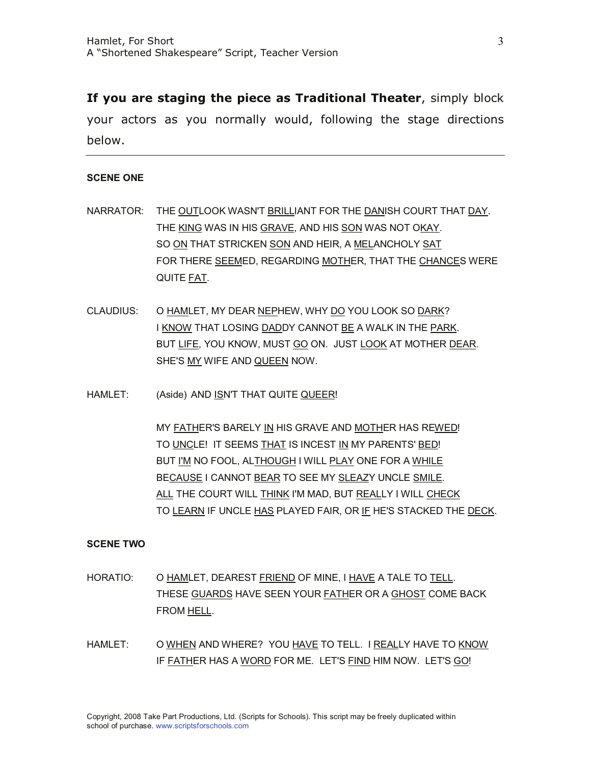**If you are staging the piece as Traditional Theater**, simply block your actors as you normally would, following the stage directions below.

---

**SCENE ONE**

NARRATOR: THE <u>OUT</u>LOOK WASN'T <u>BRILL</u>IANT FOR THE <u>DAN</u>ISH COURT THAT <u>DAY</u>.
THE <u>KING</u> WAS IN HIS <u>GRAVE</u>, AND HIS <u>SON</u> WAS NOT O<u>KAY</u>.
SO <u>ON</u> THAT STRICKEN <u>SON</u> AND HEIR, A <u>MEL</u>ANCHOLY <u>SAT</u>
FOR THERE <u>SEEM</u>ED, REGARDING <u>MOTH</u>ER, THAT THE <u>CHANCE</u>S WERE QUITE <u>FAT</u>.

CLAUDIUS: O <u>HAM</u>LET, MY DEAR <u>NEP</u>HEW, WHY <u>DO</u> YOU LOOK SO <u>DARK</u>?
I <u>KNOW</u> THAT LOSING <u>DAD</u>DY CANNOT <u>BE</u> A WALK IN THE <u>PARK</u>.
BUT <u>LIFE</u>, YOU KNOW, MUST <u>GO</u> ON. JUST <u>LOOK</u> AT MOTHER <u>DEAR</u>.
SHE'S <u>MY</u> WIFE AND <u>QUEEN</u> NOW.

HAMLET: (Aside) AND <u>IS</u>N'T THAT QUITE <u>QUEER</u>!

MY <u>FATH</u>ER'S BARELY <u>IN</u> HIS GRAVE AND <u>MOTH</u>ER HAS RE<u>WED</u>!
TO <u>UNC</u>LE! IT SEEMS <u>THAT</u> IS INCEST <u>IN</u> MY PARENTS' <u>BED</u>!
BUT <u>I'M</u> NO FOOL, AL<u>THOUGH</u> I WILL <u>PLAY</u> ONE FOR A <u>WHILE</u>
BE<u>CAUSE</u> I CANNOT <u>BEAR</u> TO SEE MY <u>SLEAZ</u>Y UNCLE <u>SMILE</u>.
<u>ALL</u> THE COURT WILL <u>THINK</u> I'M MAD, BUT <u>REAL</u>LY I WILL <u>CHECK</u>
TO <u>LEARN</u> IF UNCLE <u>HAS</u> PLAYED FAIR, OR <u>IF</u> HE'S STACKED THE <u>DECK</u>.

**SCENE TWO**

HORATIO: O <u>HAM</u>LET, DEAREST <u>FRIEND</u> OF MINE, I <u>HAVE</u> A TALE TO <u>TELL</u>.
THESE <u>GUARDS</u> HAVE SEEN YOUR <u>FATH</u>ER OR A <u>GHOST</u> COME BACK FROM <u>HELL</u>.

HAMLET: O <u>WHEN</u> AND WHERE? YOU <u>HAVE</u> TO TELL. I <u>REAL</u>LY HAVE TO <u>KNOW</u>
IF <u>FATH</u>ER HAS A <u>WORD</u> FOR ME. LET'S <u>FIND</u> HIM NOW. LET'S <u>GO</u>!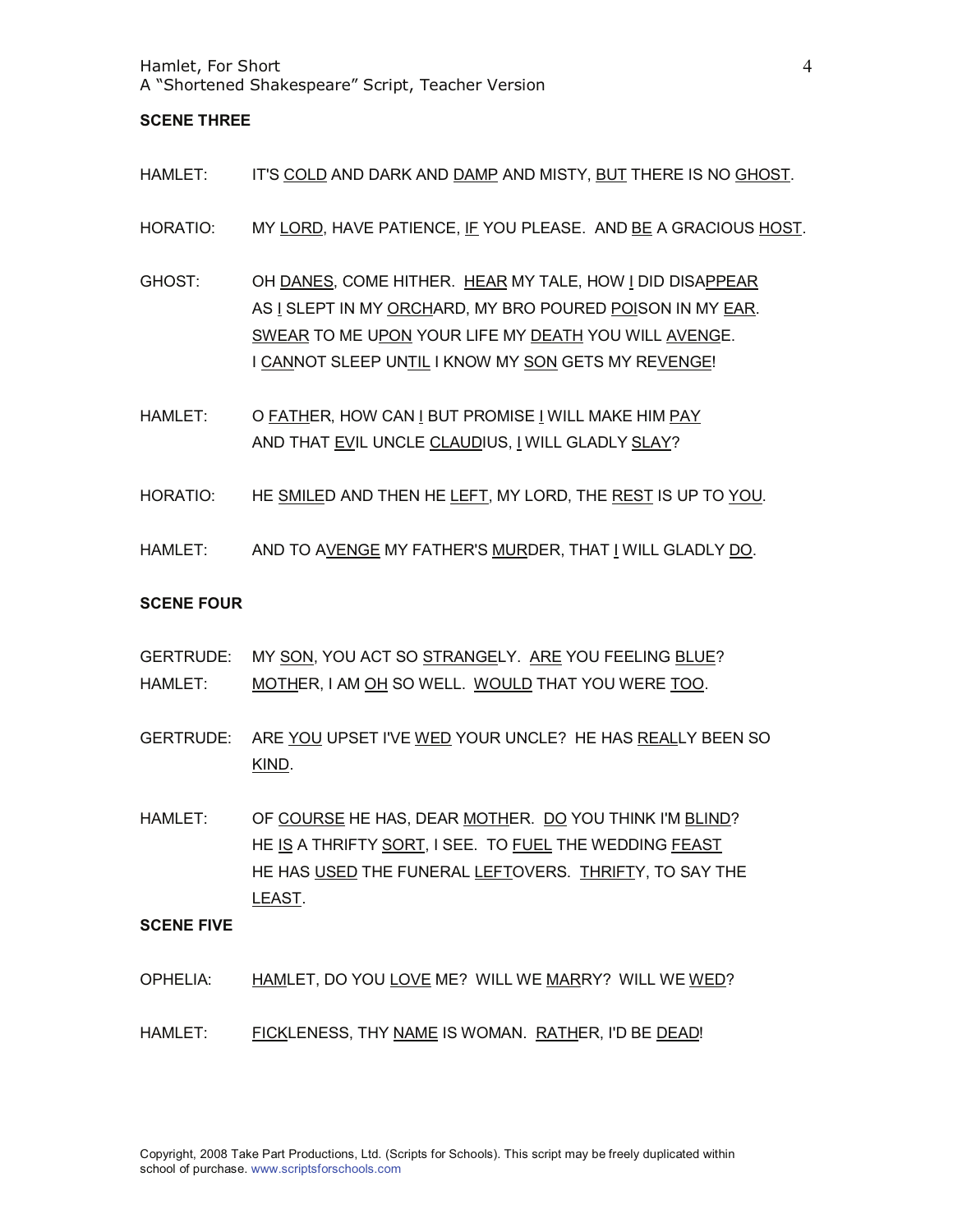**SCENE THREE**

HAMLET: IT'S COLD AND DARK AND DAMP AND MISTY, BUT THERE IS NO GHOST.

HORATIO: MY LORD, HAVE PATIENCE, IF YOU PLEASE. AND BE A GRACIOUS HOST.

GHOST: OH DANES, COME HITHER. HEAR MY TALE, HOW I DID DISAPPEAR
AS I SLEPT IN MY ORCHARD, MY BRO POURED POISON IN MY EAR.
SWEAR TO ME UPON YOUR LIFE MY DEATH YOU WILL AVENGE.
I CANNOT SLEEP UNTIL I KNOW MY SON GETS MY REVENGE!

HAMLET: O FATHER, HOW CAN I BUT PROMISE I WILL MAKE HIM PAY
AND THAT EVIL UNCLE CLAUDIUS, I WILL GLADLY SLAY?

HORATIO: HE SMILED AND THEN HE LEFT, MY LORD, THE REST IS UP TO YOU.

HAMLET: AND TO AVENGE MY FATHER'S MURDER, THAT I WILL GLADLY DO.

**SCENE FOUR**

GERTRUDE: MY SON, YOU ACT SO STRANGELY. ARE YOU FEELING BLUE?
HAMLET: MOTHER, I AM OH SO WELL. WOULD THAT YOU WERE TOO.

GERTRUDE: ARE YOU UPSET I'VE WED YOUR UNCLE? HE HAS REALLY BEEN SO KIND.

HAMLET: OF COURSE HE HAS, DEAR MOTHER. DO YOU THINK I'M BLIND?
HE IS A THRIFTY SORT, I SEE. TO FUEL THE WEDDING FEAST
HE HAS USED THE FUNERAL LEFTOVERS. THRIFTY, TO SAY THE LEAST.

**SCENE FIVE**

OPHELIA: HAMLET, DO YOU LOVE ME? WILL WE MARRY? WILL WE WED?

HAMLET: FICKLENESS, THY NAME IS WOMAN. RATHER, I'D BE DEAD!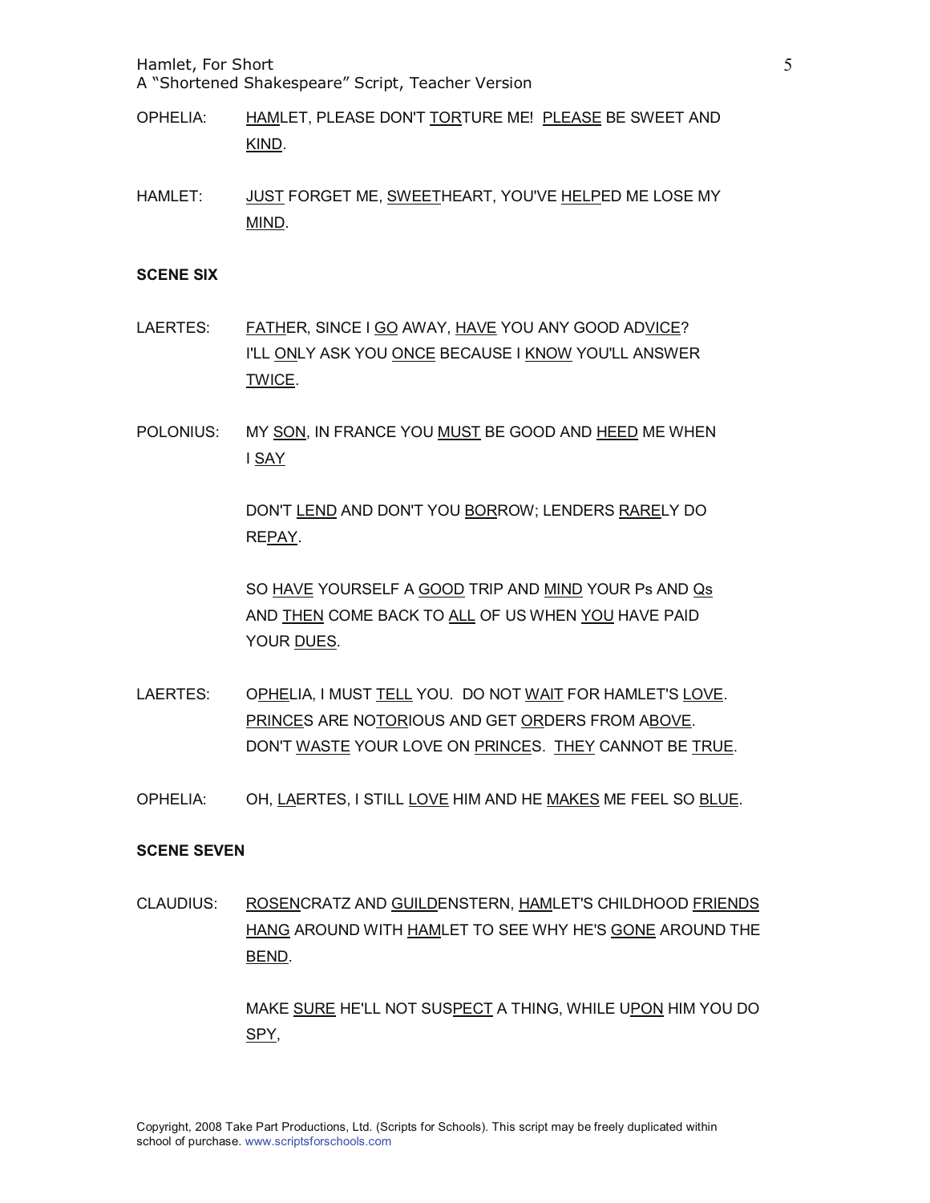OPHELIA: <u>HAM</u>LET, PLEASE DON'T <u>TOR</u>TURE ME! <u>PLEASE</u> BE SWEET AND <u>KIND</u>.

HAMLET: <u>JUST</u> FORGET ME, <u>SWEET</u>HEART, YOU'VE <u>HELP</u>ED ME LOSE MY <u>MIND</u>.

**SCENE SIX**

LAERTES: <u>FATH</u>ER, SINCE I <u>GO</u> AWAY, <u>HAVE</u> YOU ANY GOOD AD<u>VICE</u>?
I'LL <u>ON</u>LY ASK YOU <u>ONCE</u> BECAUSE I <u>KNOW</u> YOU'LL ANSWER <u>TWICE</u>.

POLONIUS: MY <u>SON</u>, IN FRANCE YOU <u>MUST</u> BE GOOD AND <u>HEED</u> ME WHEN I <u>SAY</u>

DON'T <u>LEND</u> AND DON'T YOU <u>BOR</u>ROW; LENDERS <u>RARE</u>LY DO RE<u>PAY</u>.

SO <u>HAVE</u> YOURSELF A <u>GOOD</u> TRIP AND <u>MIND</u> YOUR Ps AND <u>Qs</u>
AND <u>THEN</u> COME BACK TO <u>ALL</u> OF US WHEN <u>YOU</u> HAVE PAID YOUR <u>DUES</u>.

LAERTES: O<u>PHE</u>LIA, I MUST <u>TELL</u> YOU. DO NOT <u>WAIT</u> FOR HAMLET'S <u>LOVE</u>.
<u>PRINCE</u>S ARE NO<u>TOR</u>IOUS AND GET <u>OR</u>DERS FROM A<u>BOVE</u>.
DON'T <u>WASTE</u> YOUR LOVE ON <u>PRINCE</u>S. <u>THEY</u> CANNOT BE <u>TRUE</u>.

OPHELIA: OH, <u>LA</u>ERTES, I STILL <u>LOVE</u> HIM AND HE <u>MAKES</u> ME FEEL SO <u>BLUE</u>.

**SCENE SEVEN**

CLAUDIUS: <u>ROSEN</u>CRATZ AND <u>GUILD</u>ENSTERN, <u>HAM</u>LET'S CHILDHOOD <u>FRIENDS</u>
<u>HANG</u> AROUND WITH <u>HAM</u>LET TO SEE WHY HE'S <u>GONE</u> AROUND THE <u>BEND</u>.

MAKE <u>SURE</u> HE'LL NOT SUS<u>PECT</u> A THING, WHILE U<u>PON</u> HIM YOU DO <u>SPY</u>,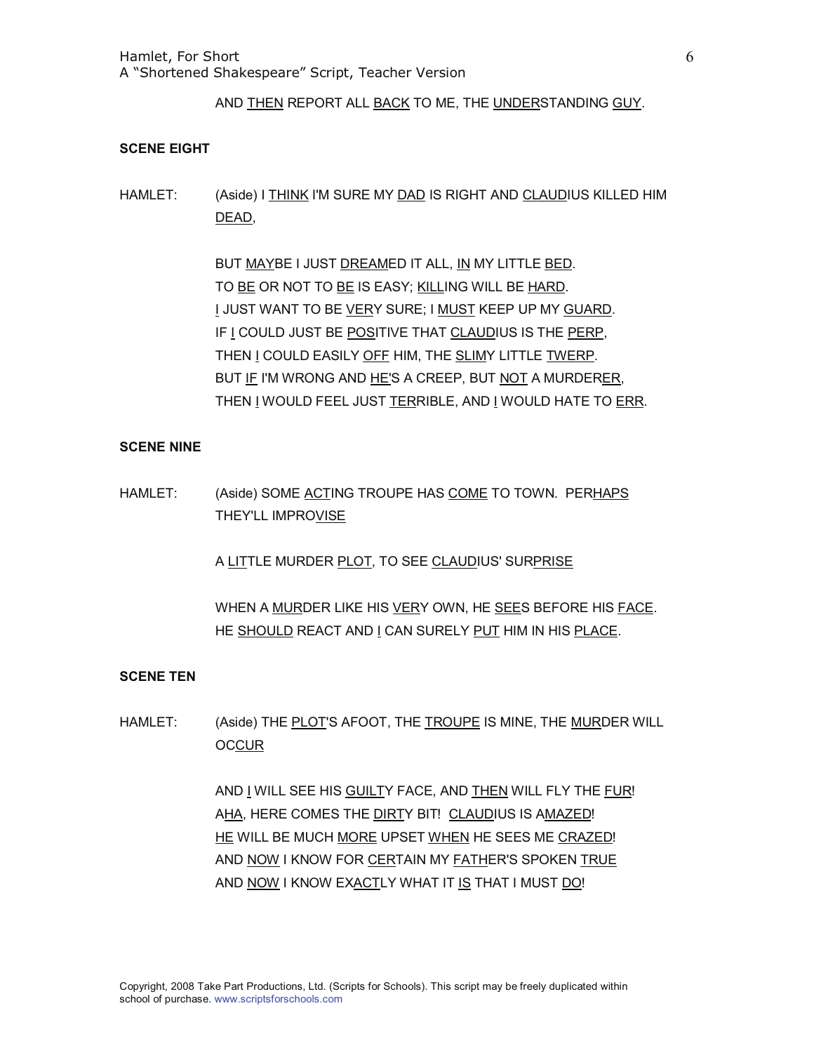AND <u>THEN</u> REPORT ALL <u>BACK</u> TO ME, THE <u>UNDER</u>STANDING <u>GUY</u>.

**SCENE EIGHT**

HAMLET: (Aside) I <u>THINK</u> I'M SURE MY <u>DAD</u> IS RIGHT AND <u>CLAUD</u>IUS KILLED HIM <u>DEAD</u>,

BUT <u>MAY</u>BE I JUST <u>DREAM</u>ED IT ALL, <u>IN</u> MY LITTLE <u>BED</u>.
TO <u>BE</u> OR NOT TO <u>BE</u> IS EASY; <u>KILL</u>ING WILL BE <u>HARD</u>.
<u>I</u> JUST WANT TO BE <u>VER</u>Y SURE; I <u>MUST</u> KEEP UP MY <u>GUARD</u>.
IF <u>I</u> COULD JUST BE <u>POS</u>ITIVE THAT <u>CLAUD</u>IUS IS THE <u>PERP</u>,
THEN <u>I</u> COULD EASILY <u>OFF</u> HIM, THE <u>SLIM</u>Y LITTLE <u>TWERP</u>.
BUT <u>IF</u> I'M WRONG AND <u>HE</u>'S A CREEP, BUT <u>NOT</u> A MURDER<u>ER</u>,
THEN <u>I</u> WOULD FEEL JUST <u>TER</u>RIBLE, AND <u>I</u> WOULD HATE TO <u>ERR</u>.

**SCENE NINE**

HAMLET: (Aside) SOME <u>ACT</u>ING TROUPE HAS <u>COME</u> TO TOWN. PER<u>HAPS</u> THEY'LL IMPRO<u>VISE</u>

A <u>LIT</u>TLE MURDER <u>PLOT</u>, TO SEE <u>CLAUD</u>IUS' SUR<u>PRISE</u>

WHEN A <u>MUR</u>DER LIKE HIS <u>VER</u>Y OWN, HE <u>SEE</u>S BEFORE HIS <u>FACE</u>.
HE <u>SHOULD</u> REACT AND <u>I</u> CAN SURELY <u>PUT</u> HIM IN HIS <u>PLACE</u>.

**SCENE TEN**

HAMLET: (Aside) THE <u>PLOT</u>'S AFOOT, THE <u>TROUPE</u> IS MINE, THE <u>MUR</u>DER WILL OC<u>CUR</u>

AND <u>I</u> WILL SEE HIS <u>GUILT</u>Y FACE, AND <u>THEN</u> WILL FLY THE <u>FUR</u>!
A<u>HA</u>, HERE COMES THE <u>DIRT</u>Y BIT! <u>CLAUD</u>IUS IS A<u>MAZED</u>!
<u>HE</u> WILL BE MUCH <u>MORE</u> UPSET <u>WHEN</u> HE SEES ME <u>CRAZED</u>!
AND <u>NOW</u> I KNOW FOR <u>CER</u>TAIN MY <u>FATH</u>ER'S SPOKEN <u>TRUE</u>
AND <u>NOW</u> I KNOW EX<u>ACT</u>LY WHAT IT <u>IS</u> THAT I MUST <u>DO</u>!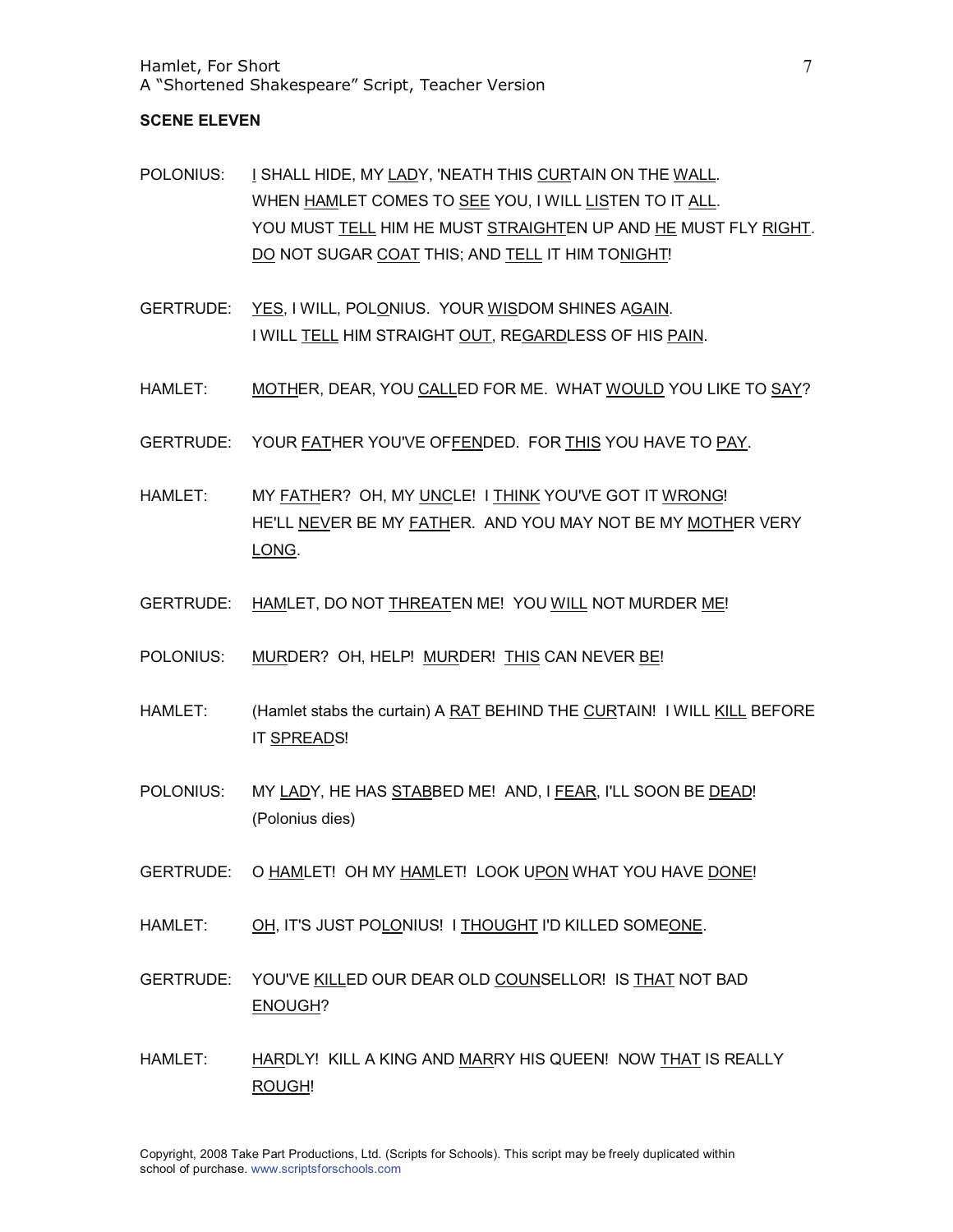**SCENE ELEVEN**

POLONIUS: I SHALL HIDE, MY LADY, 'NEATH THIS CURTAIN ON THE WALL.
WHEN HAMLET COMES TO SEE YOU, I WILL LISTEN TO IT ALL.
YOU MUST TELL HIM HE MUST STRAIGHTEN UP AND HE MUST FLY RIGHT.
DO NOT SUGAR COAT THIS; AND TELL IT HIM TONIGHT!

GERTRUDE: YES, I WILL, POLONIUS. YOUR WISDOM SHINES AGAIN.
I WILL TELL HIM STRAIGHT OUT, REGARDLESS OF HIS PAIN.

HAMLET: MOTHER, DEAR, YOU CALLED FOR ME. WHAT WOULD YOU LIKE TO SAY?

GERTRUDE: YOUR FATHER YOU'VE OFFENDED. FOR THIS YOU HAVE TO PAY.

HAMLET: MY FATHER? OH, MY UNCLE! I THINK YOU'VE GOT IT WRONG!
HE'LL NEVER BE MY FATHER. AND YOU MAY NOT BE MY MOTHER VERY LONG.

GERTRUDE: HAMLET, DO NOT THREATEN ME! YOU WILL NOT MURDER ME!

POLONIUS: MURDER? OH, HELP! MURDER! THIS CAN NEVER BE!

HAMLET: (Hamlet stabs the curtain) A RAT BEHIND THE CURTAIN! I WILL KILL BEFORE IT SPREADS!

POLONIUS: MY LADY, HE HAS STABBED ME! AND, I FEAR, I'LL SOON BE DEAD!
(Polonius dies)

GERTRUDE: O HAMLET! OH MY HAMLET! LOOK UPON WHAT YOU HAVE DONE!

HAMLET: OH, IT'S JUST POLONIUS! I THOUGHT I'D KILLED SOMEONE.

GERTRUDE: YOU'VE KILLED OUR DEAR OLD COUNSELLOR! IS THAT NOT BAD ENOUGH?

HAMLET: HARDLY! KILL A KING AND MARRY HIS QUEEN! NOW THAT IS REALLY ROUGH!

Copyright, 2008 Take Part Productions, Ltd. (Scripts for Schools). This script may be freely duplicated within school of purchase. www.scriptsforschools.com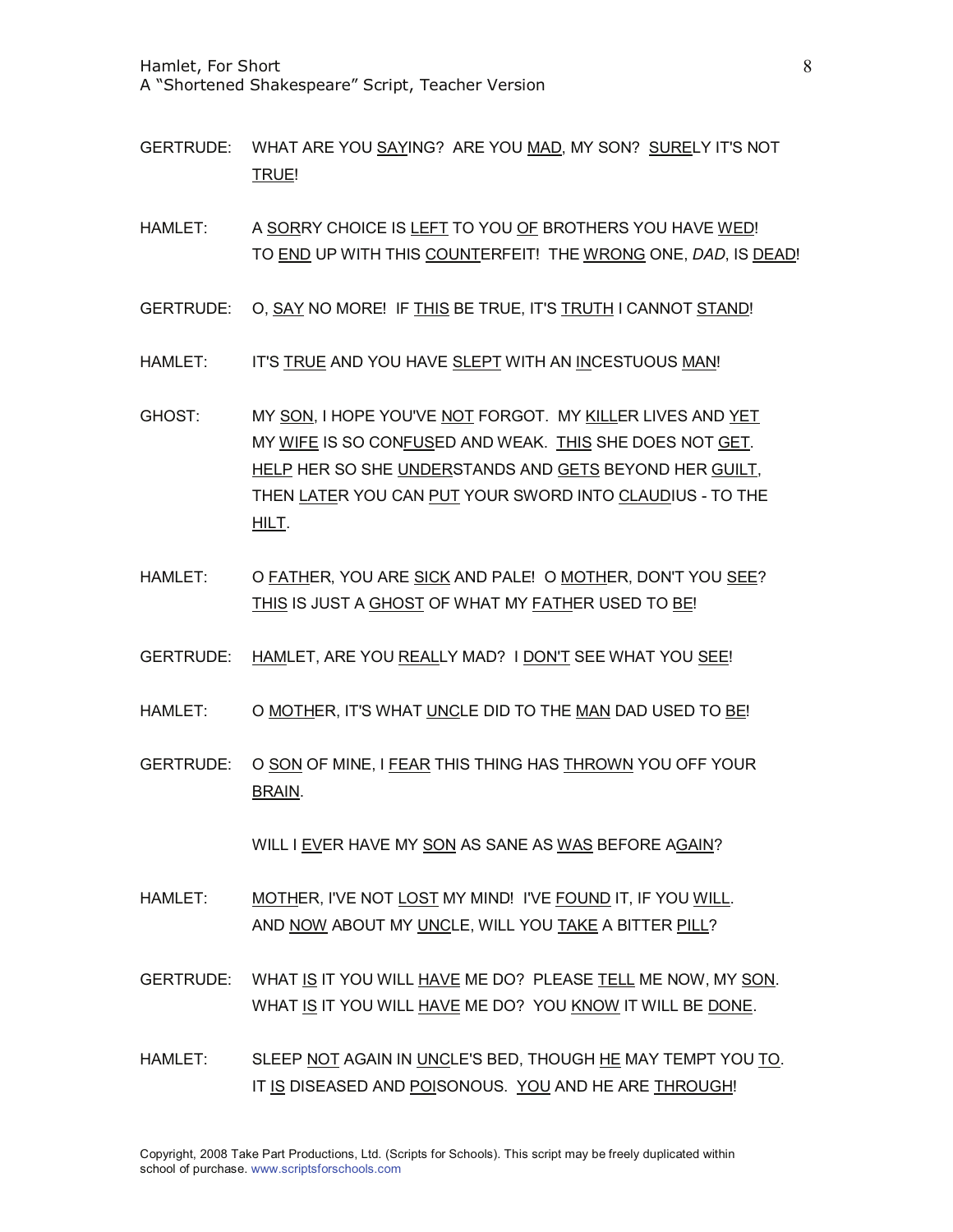GERTRUDE: <u>WHAT</u> ARE YOU <u>SAY</u>ING? ARE YOU <u>MAD</u>, MY SON? <u>SURE</u>LY IT'S NOT <u>TRUE</u>!

HAMLET: A <u>SOR</u>RY CHOICE IS <u>LEFT</u> TO YOU <u>OF</u> BROTHERS YOU HAVE <u>WED</u>!
TO <u>END</u> UP WITH THIS <u>COUNT</u>ERFEIT! THE <u>WRONG</u> ONE, *DAD*, IS <u>DEAD</u>!

GERTRUDE: O, <u>SAY</u> NO MORE! IF <u>THIS</u> BE TRUE, IT'S <u>TRUTH</u> I CANNOT <u>STAND</u>!

HAMLET: IT'S <u>TRUE</u> AND YOU HAVE <u>SLEPT</u> WITH AN <u>IN</u>CESTUOUS <u>MAN</u>!

GHOST: MY <u>SON</u>, I HOPE YOU'VE <u>NOT</u> FORGOT. MY <u>KILL</u>ER LIVES AND <u>YET</u>
MY <u>WIFE</u> IS SO CON<u>FUS</u>ED AND WEAK. <u>THIS</u> SHE DOES NOT <u>GET</u>.
<u>HELP</u> HER SO SHE <u>UNDER</u>STANDS AND <u>GETS</u> BEYOND HER <u>GUILT</u>,
THEN <u>LATE</u>R YOU CAN <u>PUT</u> YOUR SWORD INTO <u>CLAUD</u>IUS - TO THE <u>HILT</u>.

HAMLET: O <u>FATH</u>ER, YOU ARE <u>SICK</u> AND PALE! O <u>MOTH</u>ER, DON'T YOU <u>SEE</u>?
<u>THIS</u> IS JUST A <u>GHOST</u> OF WHAT MY <u>FATH</u>ER USED TO <u>BE</u>!

GERTRUDE: <u>HAM</u>LET, ARE YOU <u>REAL</u>LY MAD? I <u>DON'T</u> SEE WHAT YOU <u>SEE</u>!

HAMLET: O <u>MOTH</u>ER, IT'S WHAT <u>UNC</u>LE DID TO THE <u>MAN</u> DAD USED TO <u>BE</u>!

GERTRUDE: O <u>SON</u> OF MINE, I <u>FEAR</u> THIS THING HAS <u>THROWN</u> YOU OFF YOUR <u>BRAIN</u>.

WILL I <u>EV</u>ER HAVE MY <u>SON</u> AS SANE AS <u>WAS</u> BEFORE A<u>GAIN</u>?

HAMLET: <u>MOTH</u>ER, I'VE NOT <u>LOST</u> MY MIND! I'VE <u>FOUND</u> IT, IF YOU <u>WILL</u>.
AND <u>NOW</u> ABOUT MY <u>UNC</u>LE, WILL YOU <u>TAKE</u> A BITTER <u>PILL</u>?

GERTRUDE: WHAT <u>IS</u> IT YOU WILL <u>HAVE</u> ME DO? PLEASE <u>TELL</u> ME NOW, MY <u>SON</u>.
WHAT <u>IS</u> IT YOU WILL <u>HAVE</u> ME DO? YOU <u>KNOW</u> IT WILL BE <u>DONE</u>.

HAMLET: SLEEP <u>NOT</u> AGAIN IN <u>UNC</u>LE'S BED, THOUGH <u>HE</u> MAY TEMPT YOU <u>TO</u>.
IT <u>IS</u> DISEASED AND <u>POI</u>SONOUS. <u>YOU</u> AND HE ARE <u>THROUGH</u>!

Copyright, 2008 Take Part Productions, Ltd. (Scripts for Schools). This script may be freely duplicated within school of purchase. www.scriptsforschools.com